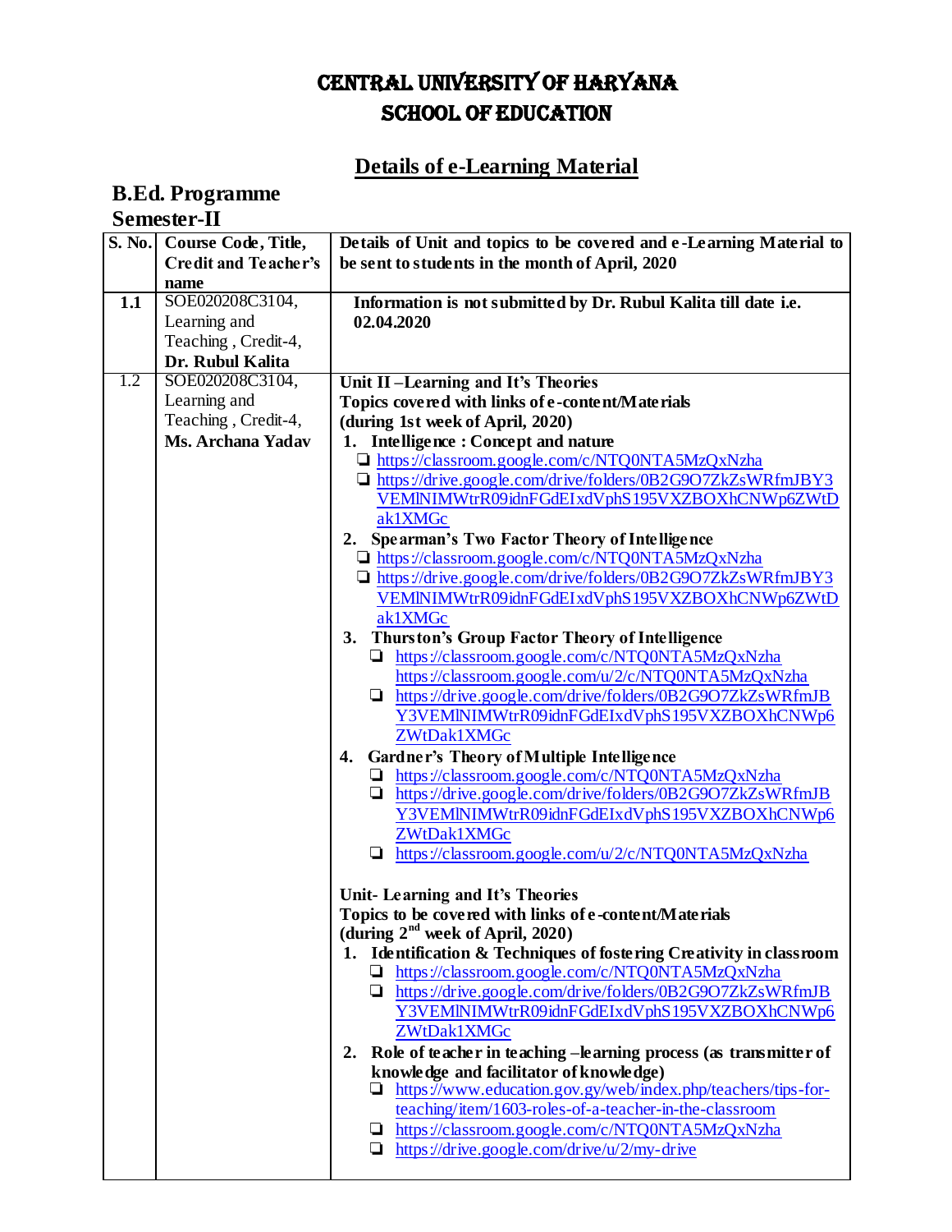# CENTRAL UNIVERSITY OF HARYANA
# SCHOOL OF EDUCATION

## Details of e-Learning Material

### B.Ed. Programme
### Semester-II

| S. No. | Course Code, Title, Credit and Teacher's name | Details of Unit and topics to be covered and e-Learning Material to be sent to students in the month of April, 2020 |
|---|---|---|
| **1.1** | SOE020208C3104, Learning and Teaching , Credit-4, **Dr. Rubul Kalita** | **Information is not submitted by Dr. Rubul Kalita till date i.e. 02.04.2020** |
| 1.2 | SOE020208C3104, Learning and Teaching , Credit-4, **Ms. Archana Yadav** | **Unit II –Learning and It's Theories**<br>**Topics covered with links of e-content/Materials**<br>**(during 1st week of April, 2020)**<br>**1. Intelligence : Concept and nature**<br>❑ https://classroom.google.com/c/NTQ0NTA5MzQxNzha<br>❑ https://drive.google.com/drive/folders/0B2G9O7ZkZsWRfmJBY3VEMlNIMWtrR09idnFGdEIxdVphS195VXZBOXhCNWp6ZWtDak1XMGc<br>**2. Spearman's Two Factor Theory of Intelligence**<br>❑ https://classroom.google.com/c/NTQ0NTA5MzQxNzha<br>❑ https://drive.google.com/drive/folders/0B2G9O7ZkZsWRfmJBY3VEMlNIMWtrR09idnFGdEIxdVphS195VXZBOXhCNWp6ZWtDak1XMGc<br>**3. Thurston's Group Factor Theory of Intelligence**<br>❑ https://classroom.google.com/c/NTQ0NTA5MzQxNzha https://classroom.google.com/u/2/c/NTQ0NTA5MzQxNzha<br>❑ https://drive.google.com/drive/folders/0B2G9O7ZkZsWRfmJBY3VEMlNIMWtrR09idnFGdEIxdVphS195VXZBOXhCNWp6ZWtDak1XMGc<br>**4. Gardner's Theory of Multiple Intelligence**<br>❑ https://classroom.google.com/c/NTQ0NTA5MzQxNzha<br>❑ https://drive.google.com/drive/folders/0B2G9O7ZkZsWRfmJBY3VEMlNIMWtrR09idnFGdEIxdVphS195VXZBOXhCNWp6ZWtDak1XMGc<br>❑ https://classroom.google.com/u/2/c/NTQ0NTA5MzQxNzha<br><br>**Unit- Learning and It's Theories**<br>**Topics to be covered with links of e-content/Materials**<br>**(during 2nd week of April, 2020)**<br>**1. Identification & Techniques of fostering Creativity in classroom**<br>❑ https://classroom.google.com/c/NTQ0NTA5MzQxNzha<br>❑ https://drive.google.com/drive/folders/0B2G9O7ZkZsWRfmJBY3VEMlNIMWtrR09idnFGdEIxdVphS195VXZBOXhCNWp6ZWtDak1XMGc<br>**2. Role of teacher in teaching –learning process (as transmitter of knowledge and facilitator of knowledge)**<br>❑ https://www.education.gov.gy/web/index.php/teachers/tips-for-teaching/item/1603-roles-of-a-teacher-in-the-classroom<br>❑ https://classroom.google.com/c/NTQ0NTA5MzQxNzha<br>❑ https://drive.google.com/drive/u/2/my-drive |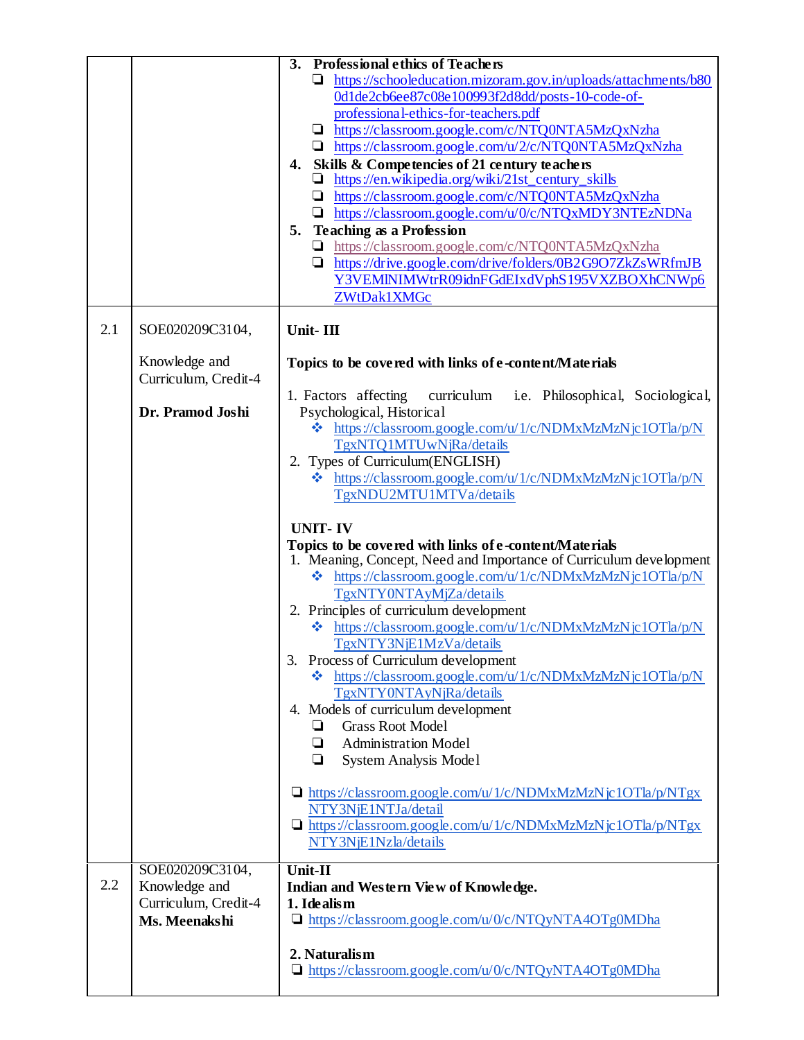| | | |
|---|---|---|
| | | **3. Professional ethics of Teachers**<br>❑ https://schooleducation.mizoram.gov.in/uploads/attachments/b800d1de2cb6ee87c08e100993f2d8dd/posts-10-code-of-professional-ethics-for-teachers.pdf<br>❑ https://classroom.google.com/c/NTQ0NTA5MzQxNzha<br>❑ https://classroom.google.com/u/2/c/NTQ0NTA5MzQxNzha<br>**4. Skills & Competencies of 21 century teachers**<br>❑ https://en.wikipedia.org/wiki/21st_century_skills<br>❑ https://classroom.google.com/c/NTQ0NTA5MzQxNzha<br>❑ https://classroom.google.com/u/0/c/NTQxMDY3NTEzNDNa<br>**5. Teaching as a Profession**<br>❑ https://classroom.google.com/c/NTQ0NTA5MzQxNzha<br>❑ https://drive.google.com/drive/folders/0B2G9O7ZkZsWRfmJBY3VEMlNIMWtrR09idnFGdEIxdVphS195VXZBOXhCNWp6ZWtDak1XMGc |
| 2.1 | SOE020209C3104,<br><br>Knowledge and Curriculum, Credit-4<br><br>**Dr. Pramod Joshi** | **Unit- III**<br><br>**Topics to be covered with links of e-content/Materials**<br><br>1. Factors affecting curriculum i.e. Philosophical, Sociological, Psychological, Historical<br>❖ https://classroom.google.com/u/1/c/NDMxMzMzNjc1OTla/p/NTgxNTQ1MTUwNjRa/details<br>2. Types of Curriculum(ENGLISH)<br>❖ https://classroom.google.com/u/1/c/NDMxMzMzNjc1OTla/p/NTgxNDU2MTU1MTVa/details<br><br>**UNIT- IV**<br>**Topics to be covered with links of e-content/Materials**<br>1. Meaning, Concept, Need and Importance of Curriculum development<br>❖ https://classroom.google.com/u/1/c/NDMxMzMzNjc1OTla/p/NTgxNTY0NTAyMjZa/details<br>2. Principles of curriculum development<br>❖ https://classroom.google.com/u/1/c/NDMxMzMzNjc1OTla/p/NTgxNTY3NjE1MzVa/details<br>3. Process of Curriculum development<br>❖ https://classroom.google.com/u/1/c/NDMxMzMzNjc1OTla/p/NTgxNTY0NTAyNjRa/details<br>4. Models of curriculum development<br>❑ Grass Root Model<br>❑ Administration Model<br>❑ System Analysis Model<br><br>❑ https://classroom.google.com/u/1/c/NDMxMzMzNjc1OTla/p/NTgxNTY3NjE1NTJa/detail<br>❑ https://classroom.google.com/u/1/c/NDMxMzMzNjc1OTla/p/NTgxNTY3NjE1Nzla/details |
| 2.2 | SOE020209C3104,<br>Knowledge and Curriculum, Credit-4<br>**Ms. Meenakshi** | **Unit-II**<br>**Indian and Western View of Knowledge.**<br>**1. Idealism**<br>❑ https://classroom.google.com/u/0/c/NTQyNTA4OTg0MDha<br><br>**2. Naturalism**<br>❑ https://classroom.google.com/u/0/c/NTQyNTA4OTg0MDha |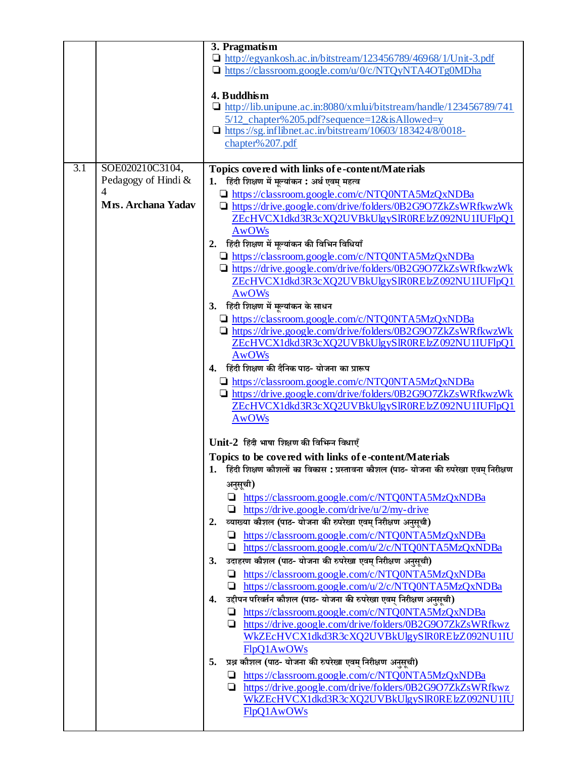| | | |
|---|---|---|
| | | **3. Pragmatism**<br>❑ http://egyankosh.ac.in/bitstream/123456789/46968/1/Unit-3.pdf<br>❑ https://classroom.google.com/u/0/c/NTQyNTA4OTg0MDha<br><br>**4. Buddhism**<br>❑ http://lib.unipune.ac.in:8080/xmlui/bitstream/handle/123456789/7415/12_chapter%205.pdf?sequence=12&isAllowed=y<br>❑ https://sg.inflibnet.ac.in/bitstream/10603/183424/8/0018-chapter%207.pdf |
| 3.1 | SOE020210C3104, Pedagogy of Hindi & 4<br>**Mrs. Archana Yadav** | **Topics covered with links of e-content/Materials**<br>**1.** हिंदी शिक्षण में मूल्यांकन : अर्थ एवम् महत्व<br>❑ https://classroom.google.com/c/NTQ0NTA5MzQxNDBa<br>❑ https://drive.google.com/drive/folders/0B2G9O7ZkZsWRfkwzWkZEcHVCX1dkd3R3cXQ2UVBkUlgySlR0RElzZ092NU1IUFlpQ1AwOWs<br>**2.** हिंदी शिक्षण में मूल्यांकन की विभिन विधियाँ<br>❑ https://classroom.google.com/c/NTQ0NTA5MzQxNDBa<br>❑ https://drive.google.com/drive/folders/0B2G9O7ZkZsWRfkwzWkZEcHVCX1dkd3R3cXQ2UVBkUlgySlR0RElzZ092NU1IUFlpQ1AwOWs<br>**3.** हिंदी शिक्षण में मूल्यांकन के साधन<br>❑ https://classroom.google.com/c/NTQ0NTA5MzQxNDBa<br>❑ https://drive.google.com/drive/folders/0B2G9O7ZkZsWRfkwzWkZEcHVCX1dkd3R3cXQ2UVBkUlgySlR0RElzZ092NU1IUFlpQ1AwOWs<br>**4.** हिंदी शिक्षण की दैनिक पाठ- योजना का प्रारूप<br>❑ https://classroom.google.com/c/NTQ0NTA5MzQxNDBa<br>❑ https://drive.google.com/drive/folders/0B2G9O7ZkZsWRfkwzWkZEcHVCX1dkd3R3cXQ2UVBkUlgySlR0RElzZ092NU1IUFlpQ1AwOWs<br><br>**Unit-2** हिंदी भाषा शिक्षण की विभिन्न विधाएँ<br>**Topics to be covered with links of e-content/Materials**<br>**1.** हिंदी शिक्षण कौशलों का विकास : प्रस्तावना कौशल (पाठ- योजना की रुपरेखा एवम् निरीक्षण अनुसूची)<br>❑ https://classroom.google.com/c/NTQ0NTA5MzQxNDBa<br>❑ https://drive.google.com/drive/u/2/my-drive<br>**2.** व्याख्या कौशल (पाठ- योजना की रुपरेखा एवम् निरीक्षण अनुसूची)<br>❑ https://classroom.google.com/c/NTQ0NTA5MzQxNDBa<br>❑ https://classroom.google.com/u/2/c/NTQ0NTA5MzQxNDBa<br>**3.** उदाहरण कौशल (पाठ- योजना की रुपरेखा एवम् निरीक्षण अनुसूची)<br>❑ https://classroom.google.com/c/NTQ0NTA5MzQxNDBa<br>❑ https://classroom.google.com/u/2/c/NTQ0NTA5MzQxNDBa<br>**4.** उद्दीपन परिवर्तन कौशल (पाठ- योजना की रुपरेखा एवम् निरीक्षण अनुसूची)<br>❑ https://classroom.google.com/c/NTQ0NTA5MzQxNDBa<br>❑ https://drive.google.com/drive/folders/0B2G9O7ZkZsWRfkwzWkZEcHVCX1dkd3R3cXQ2UVBkUlgySlR0RElzZ092NU1IUFlpQ1AwOWs<br>**5.** प्रश्न कौशल (पाठ- योजना की रुपरेखा एवम् निरीक्षण अनुसूची)<br>❑ https://classroom.google.com/c/NTQ0NTA5MzQxNDBa<br>❑ https://drive.google.com/drive/folders/0B2G9O7ZkZsWRfkwzWkZEcHVCX1dkd3R3cXQ2UVBkUlgySlR0RElzZ092NU1IUFlpQ1AwOWs |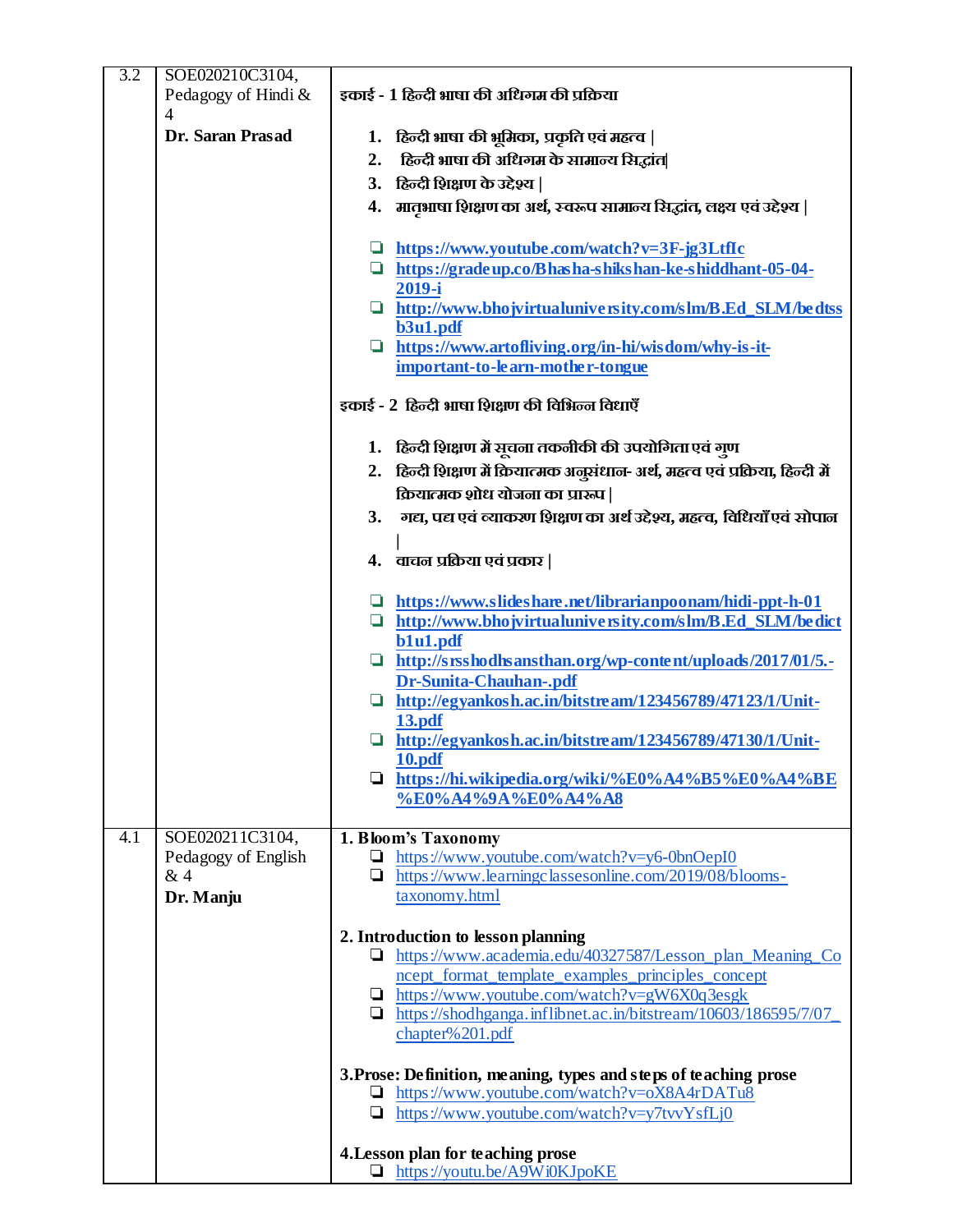| 3.2 | SOE020210C3104, Pedagogy of Hindi & 4<br>**Dr. Saran Prasad** | **इकाई - 1 हिन्दी भाषा की अधिगम की प्रक्रिया**<br><br>1. हिन्दी भाषा की भूमिका, प्रकृति एवं महत्व \|<br>2. हिन्दी भाषा की अधिगम के सामान्य सिद्धांत\|<br>3. हिन्दी शिक्षण के उद्देश्य \|<br>4. मातृभाषा शिक्षण का अर्थ, स्वरूप सामान्य सिद्धांत, लक्ष्य एवं उद्देश्य \|<br><br>❑ https://www.youtube.com/watch?v=3F-jg3LtfIc<br>❑ https://gradeup.co/Bhasha-shikshan-ke-shiddhant-05-04-2019-i<br>❑ http://www.bhojvirtualuniversity.com/slm/B.Ed_SLM/bedtssb3u1.pdf<br>❑ https://www.artofliving.org/in-hi/wisdom/why-is-it-important-to-learn-mother-tongue<br><br>**इकाई - 2 हिन्दी भाषा शिक्षण की विभिन्न विधाएँ**<br><br>1. हिन्दी शिक्षण में सूचना तकनीकी की उपयोगिता एवं गुण<br>2. हिन्दी शिक्षण में क्रियात्मक अनुसंधान- अर्थ, महत्व एवं प्रक्रिया, हिन्दी में क्रियात्मक शोध योजना का प्रारूप \|<br>3. गद्य, पद्य एवं व्याकरण शिक्षण का अर्थ उद्देश्य, महत्व, विधियाँ एवं सोपान \|<br>4. वाचन प्रक्रिया एवं प्रकार \|<br><br>❑ https://www.slideshare.net/librarianpoonam/hidi-ppt-h-01<br>❑ http://www.bhojvirtualuniversity.com/slm/B.Ed_SLM/bedictb1u1.pdf<br>❑ http://srsshodhsansthan.org/wp-content/uploads/2017/01/5.-Dr-Sunita-Chauhan-.pdf<br>❑ http://egyankosh.ac.in/bitstream/123456789/47123/1/Unit-13.pdf<br>❑ http://egyankosh.ac.in/bitstream/123456789/47130/1/Unit-10.pdf<br>❑ https://hi.wikipedia.org/wiki/%E0%A4%B5%E0%A4%BE%E0%A4%9A%E0%A4%A8 |
|---|---|---|
| 4.1 | SOE020211C3104, Pedagogy of English & 4<br>**Dr. Manju** | **1. Bloom's Taxonomy**<br>❑ https://www.youtube.com/watch?v=y6-0bnOepI0<br>❑ https://www.learningclassesonline.com/2019/08/blooms-taxonomy.html<br><br>**2. Introduction to lesson planning**<br>❑ https://www.academia.edu/40327587/Lesson_plan_Meaning_Concept_format_template_examples_principles_concept<br>❑ https://www.youtube.com/watch?v=gW6X0q3esgk<br>❑ https://shodhganga.inflibnet.ac.in/bitstream/10603/186595/7/07_chapter%201.pdf<br><br>**3.Prose: Definition, meaning, types and steps of teaching prose**<br>❑ https://www.youtube.com/watch?v=oX8A4rDATu8<br>❑ https://www.youtube.com/watch?v=y7tvvYsfLj0<br><br>**4.Lesson plan for teaching prose**<br>❑ https://youtu.be/A9Wi0KJpoKE |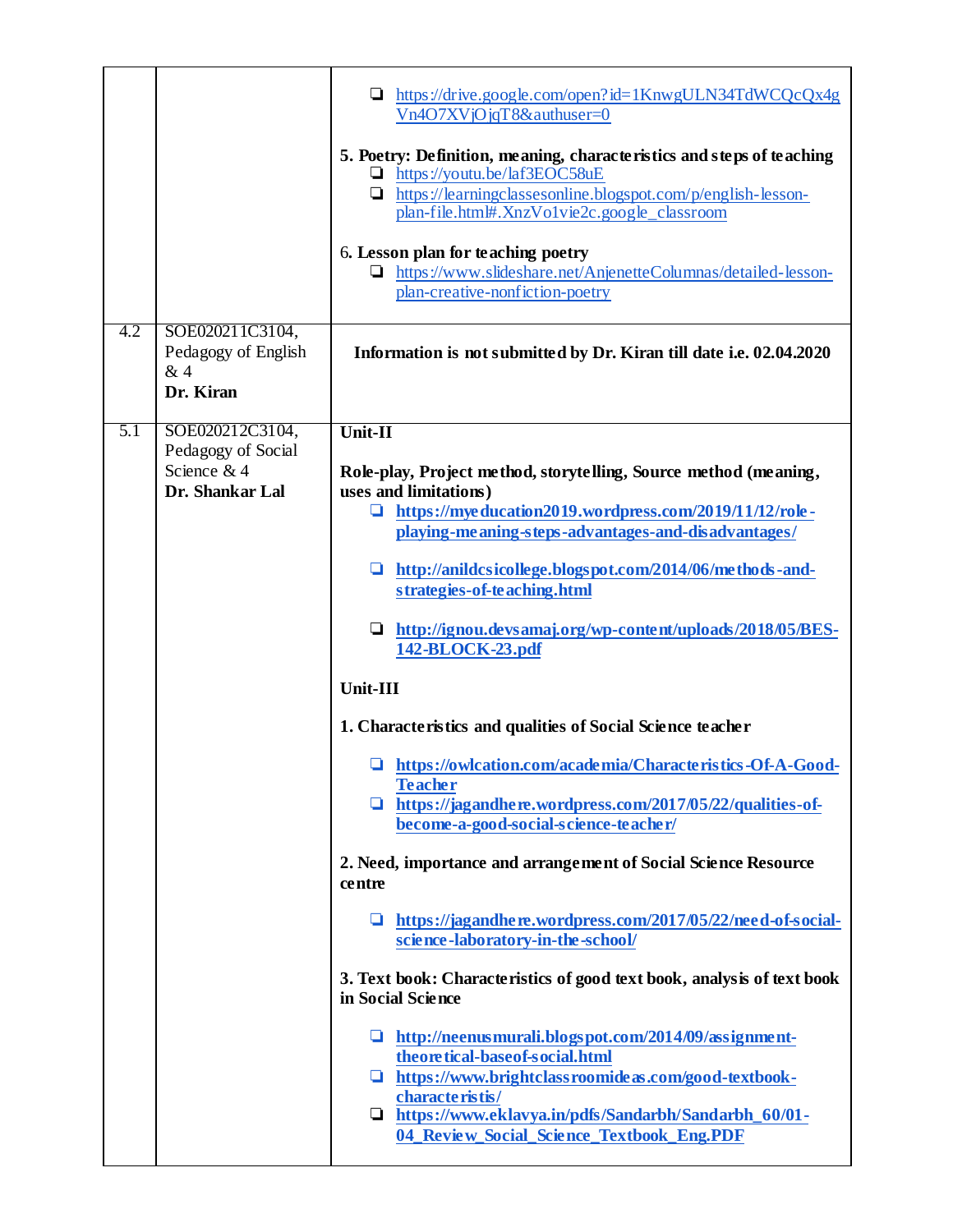| | | |
|---|---|---|
| | | - https://drive.google.com/open?id=1KnwgULN34TdWCQcQx4gVn4O7XVjOjqT8&authuser=0<br><br>**5. Poetry: Definition, meaning, characteristics and steps of teaching**<br>- https://youtu.be/laf3EOC58uE<br>- https://learningclassesonline.blogspot.com/p/english-lesson-plan-file.html#.XnzVo1vie2c.google_classroom<br><br>6**. Lesson plan for teaching poetry**<br>- https://www.slideshare.net/AnjenetteColumnas/detailed-lesson-plan-creative-nonfiction-poetry |
| 4.2 | SOE020211C3104, Pedagogy of English & 4 **Dr. Kiran** | **Information is not submitted by Dr. Kiran till date i.e. 02.04.2020** |
| 5.1 | SOE020212C3104, Pedagogy of Social Science & 4 **Dr. Shankar Lal** | **Unit-II**<br><br>**Role-play, Project method, storytelling, Source method (meaning, uses and limitations)**<br>- **https://myeducation2019.wordpress.com/2019/11/12/role-playing-meaning-steps-advantages-and-disadvantages/**<br>- **http://anildcsicollege.blogspot.com/2014/06/methods-and-strategies-of-teaching.html**<br>- **http://ignou.devsamaj.org/wp-content/uploads/2018/05/BES-142-BLOCK-23.pdf**<br><br>**Unit-III**<br><br>**1. Characteristics and qualities of Social Science teacher**<br>- **https://owlcation.com/academia/Characteristics-Of-A-Good-Teacher**<br>- **https://jagandhere.wordpress.com/2017/05/22/qualities-of-become-a-good-social-science-teacher/**<br><br>**2. Need, importance and arrangement of Social Science Resource centre**<br>- **https://jagandhere.wordpress.com/2017/05/22/need-of-social-science-laboratory-in-the-school/**<br><br>**3. Text book: Characteristics of good text book, analysis of text book in Social Science**<br>- **http://neenusmurali.blogspot.com/2014/09/assignment-theoretical-baseof-social.html**<br>- **https://www.brightclassroomideas.com/good-textbook-characteristis/**<br>- **https://www.eklavya.in/pdfs/Sandarbh/Sandarbh_60/01-04_Review_Social_Science_Textbook_Eng.PDF** |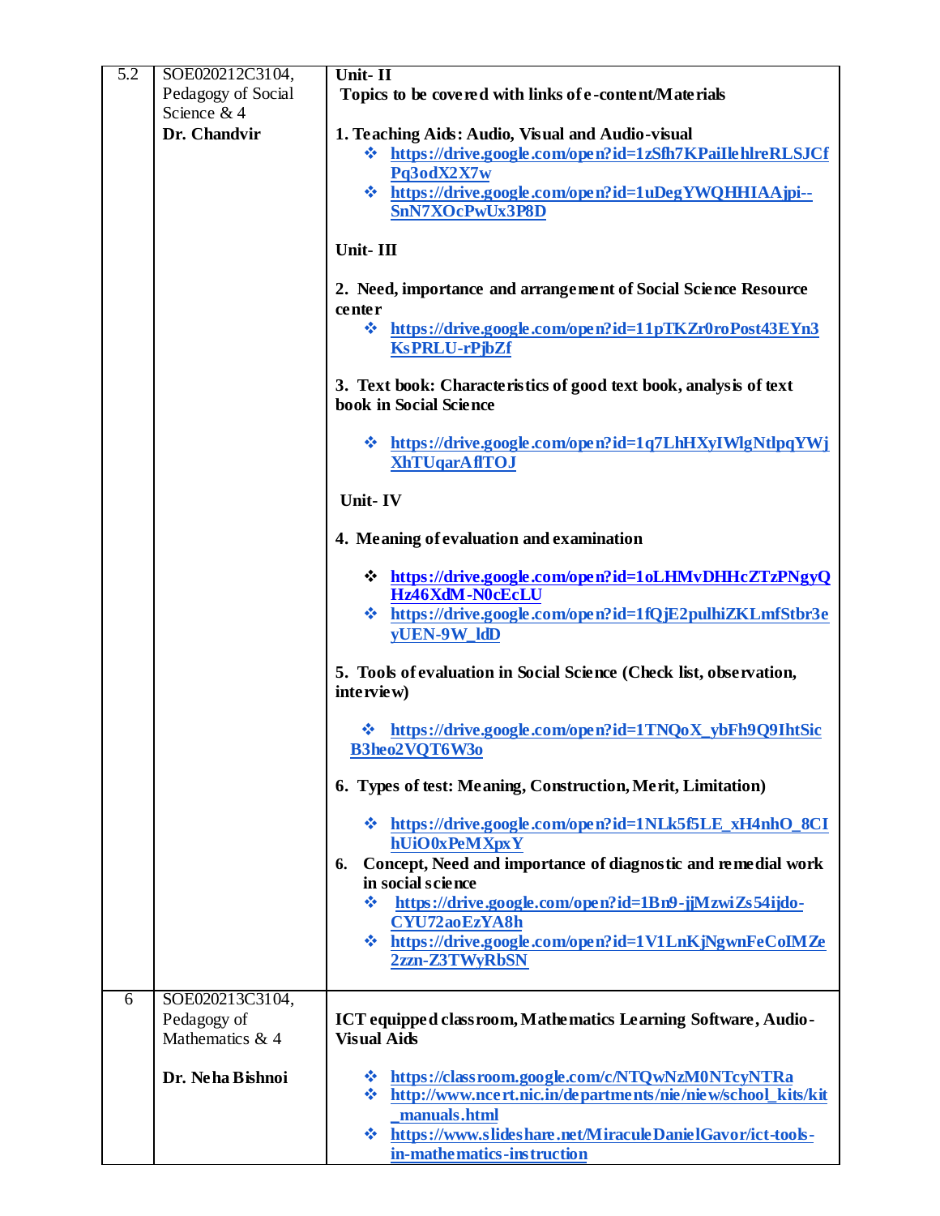| | | |
|---|---|---|
| 5.2 | SOE020212C3104, Pedagogy of Social Science & 4<br>**Dr. Chandvir** | **Unit- II**<br>**Topics to be covered with links of e-content/Materials**<br><br>**1. Teaching Aids: Audio, Visual and Audio-visual**<br>❖ **https://drive.google.com/open?id=1zSfh7KPaiIlehlreRLSJCfPq3odX2X7w**<br>❖ **https://drive.google.com/open?id=1uDegYWQHHIAAjpi--SnN7XOcPwUx3P8D**<br><br>**Unit- III**<br><br>**2. Need, importance and arrangement of Social Science Resource center**<br>❖ **https://drive.google.com/open?id=11pTKZr0roPost43EYn3KsPRLU-rPjbZf**<br><br>**3. Text book: Characteristics of good text book, analysis of text book in Social Science**<br>❖ **https://drive.google.com/open?id=1q7LhHXyIWlgNtlpqYWjXhTUqarAflTOJ**<br><br>**Unit- IV**<br><br>**4. Meaning of evaluation and examination**<br>❖ **https://drive.google.com/open?id=1oLHMvDHHcZTzPNgyQHz46XdM-N0cEcLU**<br>❖ **https://drive.google.com/open?id=1fQjE2pulhiZKLmfStbr3eyUEN-9W_ldD**<br><br>**5. Tools of evaluation in Social Science (Check list, observation, interview)**<br>❖ **https://drive.google.com/open?id=1TNQoX_ybFh9Q9IhtSicB3heo2VQT6W3o**<br><br>**6. Types of test: Meaning, Construction, Merit, Limitation)**<br>❖ **https://drive.google.com/open?id=1NLk5f5LE_xH4nhO_8CIhUiO0xPeMXpxY**<br>**6. Concept, Need and importance of diagnostic and remedial work in social science**<br>❖ **https://drive.google.com/open?id=1Bn9-jjMzwiZs54ijdo-CYU72aoEzYA8h**<br>❖ **https://drive.google.com/open?id=1V1LnKjNgwnFeCoIMZe2zzn-Z3TWyRbSN** |
| 6 | SOE020213C3104, Pedagogy of Mathematics & 4<br><br>**Dr. Neha Bishnoi** | **ICT equipped classroom, Mathematics Learning Software, Audio-Visual Aids**<br><br>❖ **https://classroom.google.com/c/NTQwNzM0NTcyNTRa**<br>❖ **http://www.ncert.nic.in/departments/nie/niew/school_kits/kit_manuals.html**<br>❖ **https://www.slideshare.net/MiraculeDanielGavor/ict-tools-in-mathematics-instruction** |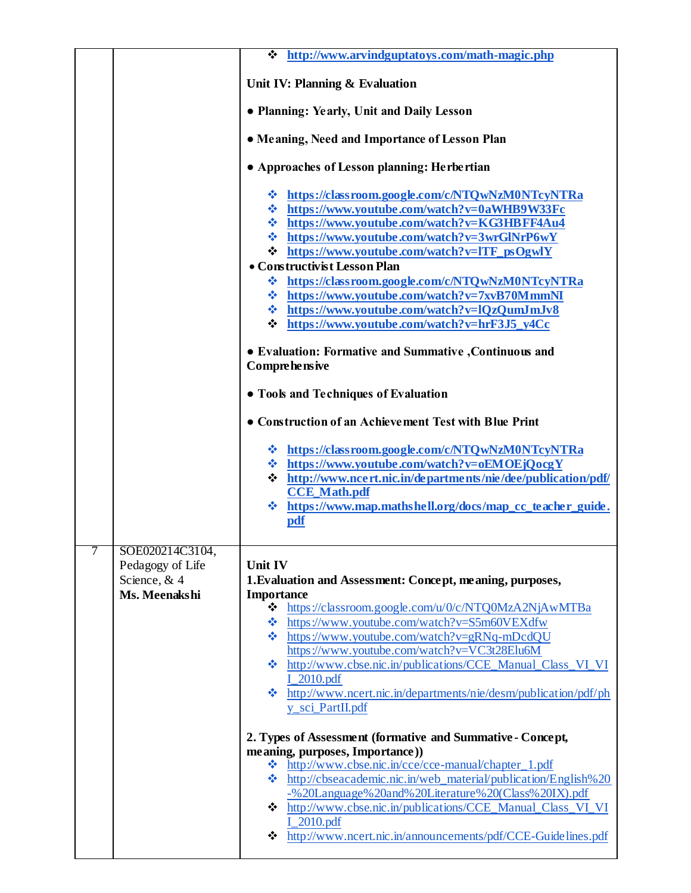| | | |
|---|---|---|
| | | ❖ http://www.arvindguptatoys.com/math-magic.php<br><br>**Unit IV: Planning & Evaluation**<br><br>**● Planning: Yearly, Unit and Daily Lesson**<br><br>**● Meaning, Need and Importance of Lesson Plan**<br><br>**● Approaches of Lesson planning: Herbertian**<br><br>❖ https://classroom.google.com/c/NTQwNzM0NTcyNTRa<br>❖ https://www.youtube.com/watch?v=0aWHB9W33Fc<br>❖ https://www.youtube.com/watch?v=KG3HBFF4Au4<br>❖ https://www.youtube.com/watch?v=3wrGlNrP6wY<br>❖ https://www.youtube.com/watch?v=lTF_psOgwlY<br>**● Constructivist Lesson Plan**<br>❖ https://classroom.google.com/c/NTQwNzM0NTcyNTRa<br>❖ https://www.youtube.com/watch?v=7xvB70MmmNI<br>❖ https://www.youtube.com/watch?v=lQzQumJmJv8<br>❖ https://www.youtube.com/watch?v=hrF3J5_y4Cc<br><br>**● Evaluation: Formative and Summative ,Continuous and Comprehensive**<br><br>**● Tools and Techniques of Evaluation**<br><br>**● Construction of an Achievement Test with Blue Print**<br><br>❖ https://classroom.google.com/c/NTQwNzM0NTcyNTRa<br>❖ https://www.youtube.com/watch?v=oEMOEjQocgY<br>❖ http://www.ncert.nic.in/departments/nie/dee/publication/pdf/CCE_Math.pdf<br>❖ https://www.map.mathshell.org/docs/map_cc_teacher_guide.pdf |
| 7 | SOE020214C3104, Pedagogy of Life Science, & 4 **Ms. Meenakshi** | **Unit IV**<br>**1.Evaluation and Assessment: Concept, meaning, purposes, Importance**<br>❖ https://classroom.google.com/u/0/c/NTQ0MzA2NjAwMTBa<br>❖ https://www.youtube.com/watch?v=S5m60VEXdfw<br>❖ https://www.youtube.com/watch?v=gRNq-mDcdQU<br>https://www.youtube.com/watch?v=VC3t28Elu6M<br>❖ http://www.cbse.nic.in/publications/CCE_Manual_Class_VI_VII_2010.pdf<br>❖ http://www.ncert.nic.in/departments/nie/desm/publication/pdf/phy_sci_PartII.pdf<br><br>**2. Types of Assessment (formative and Summative - Concept, meaning, purposes, Importance))**<br>❖ http://www.cbse.nic.in/cce/cce-manual/chapter_1.pdf<br>❖ http://cbseacademic.nic.in/web_material/publication/English%20-%20Language%20and%20Literature%20(Class%20IX).pdf<br>❖ http://www.cbse.nic.in/publications/CCE_Manual_Class_VI_VII_2010.pdf<br>❖ http://www.ncert.nic.in/announcements/pdf/CCE-Guidelines.pdf |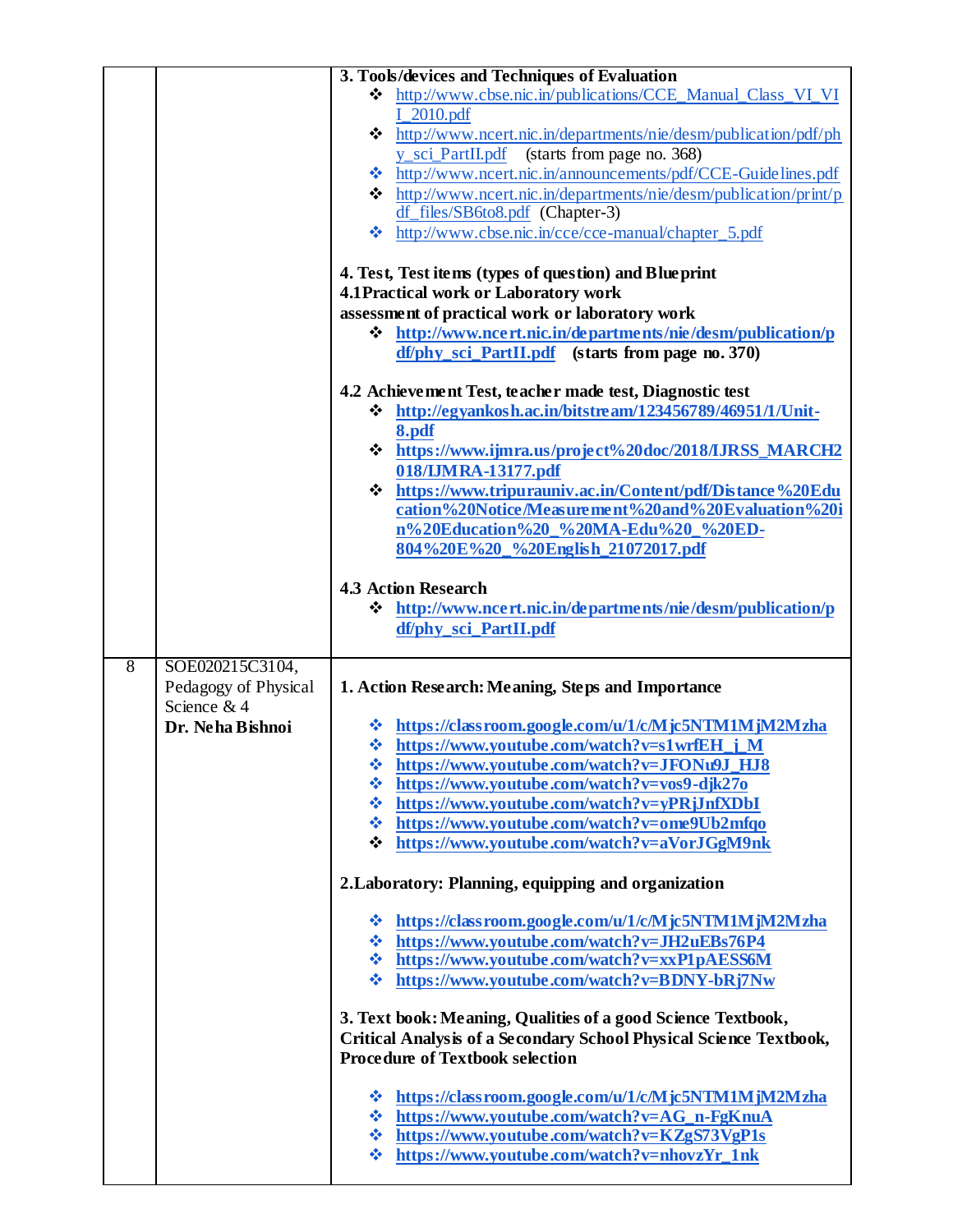| | | |
|---|---|---|
| | | **3. Tools/devices and Techniques of Evaluation**<br>❖ http://www.cbse.nic.in/publications/CCE_Manual_Class_VI_VII_2010.pdf<br>❖ http://www.ncert.nic.in/departments/nie/desm/publication/pdf/phy_sci_PartII.pdf (starts from page no. 368)<br>❖ http://www.ncert.nic.in/announcements/pdf/CCE-Guidelines.pdf<br>❖ http://www.ncert.nic.in/departments/nie/desm/publication/print/pdf_files/SB6to8.pdf (Chapter-3)<br>❖ http://www.cbse.nic.in/cce/cce-manual/chapter_5.pdf<br><br>**4. Test, Test items (types of question) and Blueprint**<br>**4.1Practical work or Laboratory work**<br>**assessment of practical work or laboratory work**<br>❖ **http://www.ncert.nic.in/departments/nie/desm/publication/pdf/phy_sci_PartII.pdf (starts from page no. 370)**<br><br>**4.2 Achievement Test, teacher made test, Diagnostic test**<br>❖ **http://egyankosh.ac.in/bitstream/123456789/46951/1/Unit-8.pdf**<br>❖ **https://www.ijmra.us/project%20doc/2018/IJRSS_MARCH2018/IJMRA-13177.pdf**<br>❖ **https://www.tripurauniv.ac.in/Content/pdf/Distance%20Education%20Notice/Measurement%20and%20Evaluation%20in%20Education%20_%20MA-Edu%20_%20ED-804%20E%20_%20English_21072017.pdf**<br><br>**4.3 Action Research**<br>❖ **http://www.ncert.nic.in/departments/nie/desm/publication/pdf/phy_sci_PartII.pdf** |
| 8 | SOE020215C3104, Pedagogy of Physical Science & 4<br>**Dr. Neha Bishnoi** | **1. Action Research: Meaning, Steps and Importance**<br><br>❖ **https://classroom.google.com/u/1/c/Mjc5NTM1MjM2Mzha**<br>❖ **https://www.youtube.com/watch?v=s1wrfEH_j_M**<br>❖ **https://www.youtube.com/watch?v=JFONu9J_HJ8**<br>❖ **https://www.youtube.com/watch?v=vos9-djk27o**<br>❖ **https://www.youtube.com/watch?v=yPRjJnfXDbI**<br>❖ **https://www.youtube.com/watch?v=ome9Ub2mfqo**<br>❖ **https://www.youtube.com/watch?v=aVorJGgM9nk**<br><br>**2.Laboratory: Planning, equipping and organization**<br><br>❖ **https://classroom.google.com/u/1/c/Mjc5NTM1MjM2Mzha**<br>❖ **https://www.youtube.com/watch?v=JH2uEBs76P4**<br>❖ **https://www.youtube.com/watch?v=xxP1pAESS6M**<br>❖ **https://www.youtube.com/watch?v=BDNY-bRj7Nw**<br><br>**3. Text book: Meaning, Qualities of a good Science Textbook, Critical Analysis of a Secondary School Physical Science Textbook, Procedure of Textbook selection**<br><br>❖ **https://classroom.google.com/u/1/c/Mjc5NTM1MjM2Mzha**<br>❖ **https://www.youtube.com/watch?v=AG_n-FgKnuA**<br>❖ **https://www.youtube.com/watch?v=KZgS73VgP1s**<br>❖ **https://www.youtube.com/watch?v=nhovzYr_1nk** |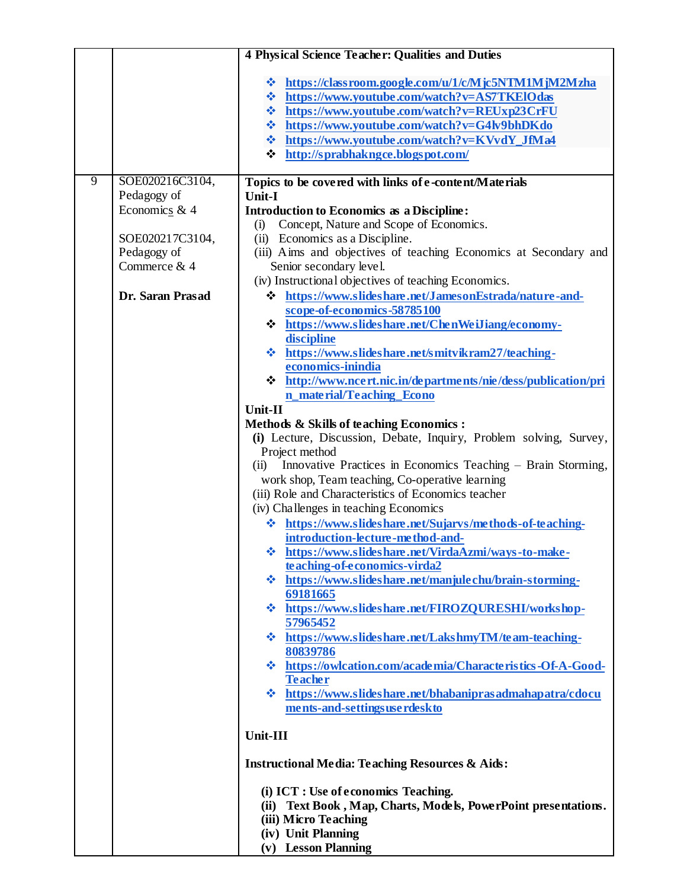| | | |
|---|---|---|
| | | **4 Physical Science Teacher: Qualities and Duties**<br><br>❖ **https://classroom.google.com/u/1/c/Mjc5NTM1MjM2Mzha**<br>❖ **https://www.youtube.com/watch?v=AS7TKElOdas**<br>❖ **https://www.youtube.com/watch?v=REUxp23CrFU**<br>❖ **https://www.youtube.com/watch?v=G4lv9bhDKdo**<br>❖ **https://www.youtube.com/watch?v=KVvdY_JfMa4**<br>❖ **http://sprabhakngce.blogspot.com/** |
| 9 | SOE020216C3104, Pedagogy of Economics & 4<br><br>SOE020217C3104, Pedagogy of Commerce & 4<br><br>**Dr. Saran Prasad** | **Topics to be covered with links of e-content/Materials**<br>**Unit-I**<br>**Introduction to Economics as a Discipline:**<br>(i) Concept, Nature and Scope of Economics.<br>(ii) Economics as a Discipline.<br>(iii) Aims and objectives of teaching Economics at Secondary and Senior secondary level.<br>(iv) Instructional objectives of teaching Economics.<br>❖ **https://www.slideshare.net/JamesonEstrada/nature-and-scope-of-economics-58785100**<br>❖ **https://www.slideshare.net/ChenWeiJiang/economy-discipline**<br>❖ **https://www.slideshare.net/smitvikram27/teaching-economics-inindia**<br>❖ **http://www.ncert.nic.in/departments/nie/dess/publication/prin_material/Teaching_Econo**<br>**Unit-II**<br>**Methods & Skills of teaching Economics :**<br>**(i)** Lecture, Discussion, Debate, Inquiry, Problem solving, Survey, Project method<br>(ii) Innovative Practices in Economics Teaching – Brain Storming, work shop, Team teaching, Co-operative learning<br>(iii) Role and Characteristics of Economics teacher<br>(iv) Challenges in teaching Economics<br>❖ **https://www.slideshare.net/Sujarvs/methods-of-teaching-introduction-lecture-method-and-**<br>❖ **https://www.slideshare.net/VirdaAzmi/ways-to-make-teaching-of-economics-virda2**<br>❖ **https://www.slideshare.net/manjulechu/brain-storming-69181665**<br>❖ **https://www.slideshare.net/FIROZQURESHI/workshop-57965452**<br>❖ **https://www.slideshare.net/LakshmyTM/team-teaching-80839786**<br>❖ **https://owlcation.com/academia/Characteristics-Of-A-Good-Teacher**<br>❖ **https://www.slideshare.net/bhabaniprasadmahapatra/cdocuments-and-settingsuserdeskto**<br><br>**Unit-III**<br><br>**Instructional Media: Teaching Resources & Aids:**<br><br>**(i) ICT : Use of economics Teaching.**<br>**(ii) Text Book , Map, Charts, Models, PowerPoint presentations.**<br>**(iii) Micro Teaching**<br>**(iv) Unit Planning**<br>**(v) Lesson Planning** |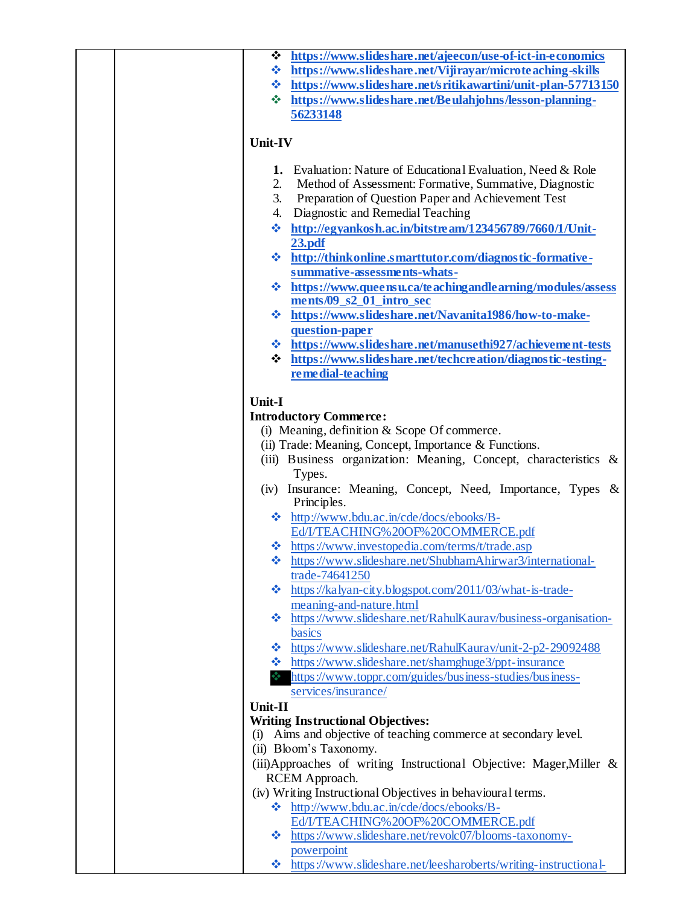| | | |
|---|---|---|
| | | ❖ **https://www.slideshare.net/ajeecon/use-of-ict-in-economics**<br>❖ **https://www.slideshare.net/Vijirayar/microteaching-skills**<br>❖ **https://www.slideshare.net/sritikawartini/unit-plan-57713150**<br>❖ **https://www.slideshare.net/Beulahjohns/lesson-planning-56233148**<br><br>**Unit-IV**<br><br>**1.** Evaluation: Nature of Educational Evaluation, Need & Role<br>2. Method of Assessment: Formative, Summative, Diagnostic<br>3. Preparation of Question Paper and Achievement Test<br>4. Diagnostic and Remedial Teaching<br>❖ **http://egyankosh.ac.in/bitstream/123456789/7660/1/Unit-23.pdf**<br>❖ **http://thinkonline.smarttutor.com/diagnostic-formative-summative-assessments-whats-**<br>❖ **https://www.queensu.ca/teachingandlearning/modules/assessments/09_s2_01_intro_sec**<br>❖ **https://www.slideshare.net/Navanita1986/how-to-make-question-paper**<br>❖ **https://www.slideshare.net/manusethi927/achievement-tests**<br>❖ **https://www.slideshare.net/techcreation/diagnostic-testing-remedial-teaching**<br><br>**Unit-I**<br>**Introductory Commerce:**<br>(i) Meaning, definition & Scope Of commerce.<br>(ii) Trade: Meaning, Concept, Importance & Functions.<br>(iii) Business organization: Meaning, Concept, characteristics & Types.<br>(iv) Insurance: Meaning, Concept, Need, Importance, Types & Principles.<br>❖ http://www.bdu.ac.in/cde/docs/ebooks/B-Ed/I/TEACHING%20OF%20COMMERCE.pdf<br>❖ https://www.investopedia.com/terms/t/trade.asp<br>❖ https://www.slideshare.net/ShubhamAhirwar3/international-trade-74641250<br>❖ https://kalyan-city.blogspot.com/2011/03/what-is-trade-meaning-and-nature.html<br>❖ https://www.slideshare.net/RahulKaurav/business-organisation-basics<br>❖ https://www.slideshare.net/RahulKaurav/unit-2-p2-29092488<br>❖ https://www.slideshare.net/shamghuge3/ppt-insurance<br>❖ https://www.toppr.com/guides/business-studies/business-services/insurance/<br>**Unit-II**<br>**Writing Instructional Objectives:**<br>(i) Aims and objective of teaching commerce at secondary level.<br>(ii) Bloom's Taxonomy.<br>(iii) Approaches of writing Instructional Objective: Mager, Miller & RCEM Approach.<br>(iv) Writing Instructional Objectives in behavioural terms.<br>❖ http://www.bdu.ac.in/cde/docs/ebooks/B-Ed/I/TEACHING%20OF%20COMMERCE.pdf<br>❖ https://www.slideshare.net/revolc07/blooms-taxonomy-powerpoint<br>❖ https://www.slideshare.net/leesharoberts/writing-instructional- |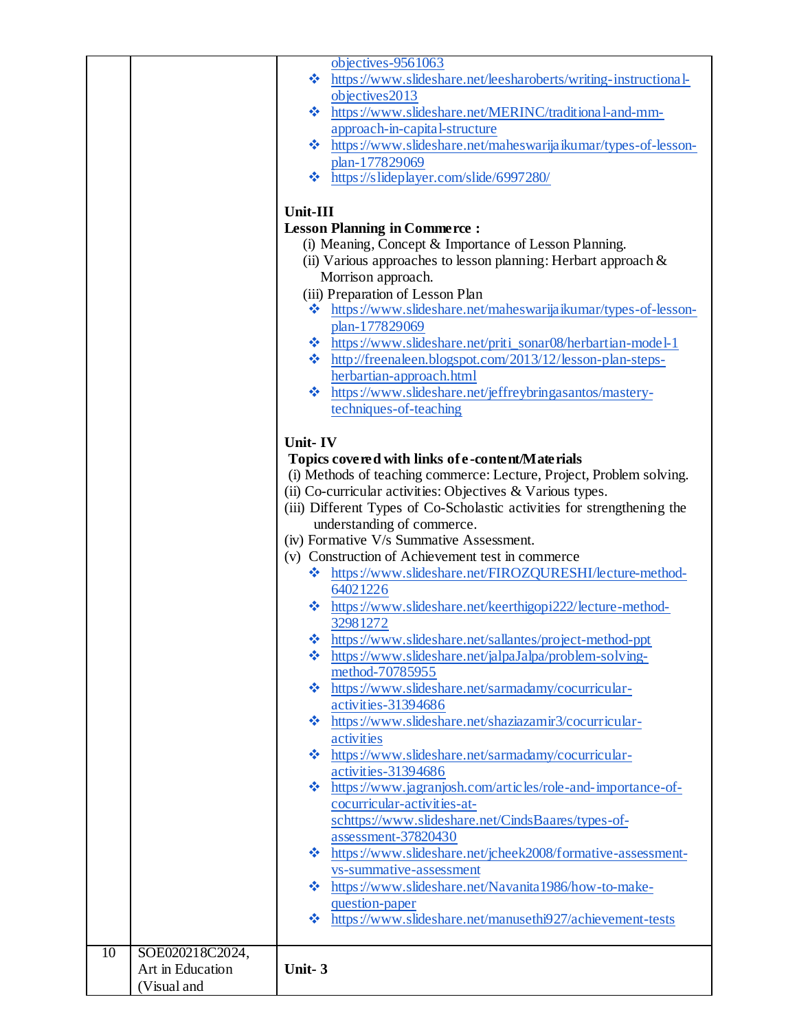| | | |
|---|---|---|
| | | objectives-9561063<br>❖ https://www.slideshare.net/leesharoberts/writing-instructional-objectives2013<br>❖ https://www.slideshare.net/MERINC/traditional-and-mm-approach-in-capital-structure<br>❖ https://www.slideshare.net/maheswarijaikumar/types-of-lesson-plan-177829069<br>❖ https://slideplayer.com/slide/6997280/<br><br>**Unit-III**<br>**Lesson Planning in Commerce :**<br>(i) Meaning, Concept & Importance of Lesson Planning.<br>(ii) Various approaches to lesson planning: Herbart approach & Morrison approach.<br>(iii) Preparation of Lesson Plan<br>❖ https://www.slideshare.net/maheswarijaikumar/types-of-lesson-plan-177829069<br>❖ https://www.slideshare.net/priti_sonar08/herbartian-model-1<br>❖ http://freenaleen.blogspot.com/2013/12/lesson-plan-steps-herbartian-approach.html<br>❖ https://www.slideshare.net/jeffreybringasantos/mastery-techniques-of-teaching<br><br>**Unit- IV**<br>**Topics covered with links of e-content/Materials**<br>(i) Methods of teaching commerce: Lecture, Project, Problem solving.<br>(ii) Co-curricular activities: Objectives & Various types.<br>(iii) Different Types of Co-Scholastic activities for strengthening the understanding of commerce.<br>(iv) Formative V/s Summative Assessment.<br>(v) Construction of Achievement test in commerce<br>❖ https://www.slideshare.net/FIROZQURESHI/lecture-method-64021226<br>❖ https://www.slideshare.net/keerthigopi222/lecture-method-32981272<br>❖ https://www.slideshare.net/sallantes/project-method-ppt<br>❖ https://www.slideshare.net/jalpaJalpa/problem-solving-method-70785955<br>❖ https://www.slideshare.net/sarmadamy/cocurricular-activities-31394686<br>❖ https://www.slideshare.net/shaziazamir3/cocurricular-activities<br>❖ https://www.slideshare.net/sarmadamy/cocurricular-activities-31394686<br>❖ https://www.jagranjosh.com/articles/role-and-importance-of-cocurricular-activities-at-schttps://www.slideshare.net/CindsBaares/types-of-assessment-37820430<br>❖ https://www.slideshare.net/jcheek2008/formative-assessment-vs-summative-assessment<br>❖ https://www.slideshare.net/Navanita1986/how-to-make-question-paper<br>❖ https://www.slideshare.net/manusethi927/achievement-tests |
| 10 | SOE020218C2024, Art in Education (Visual and | **Unit- 3** |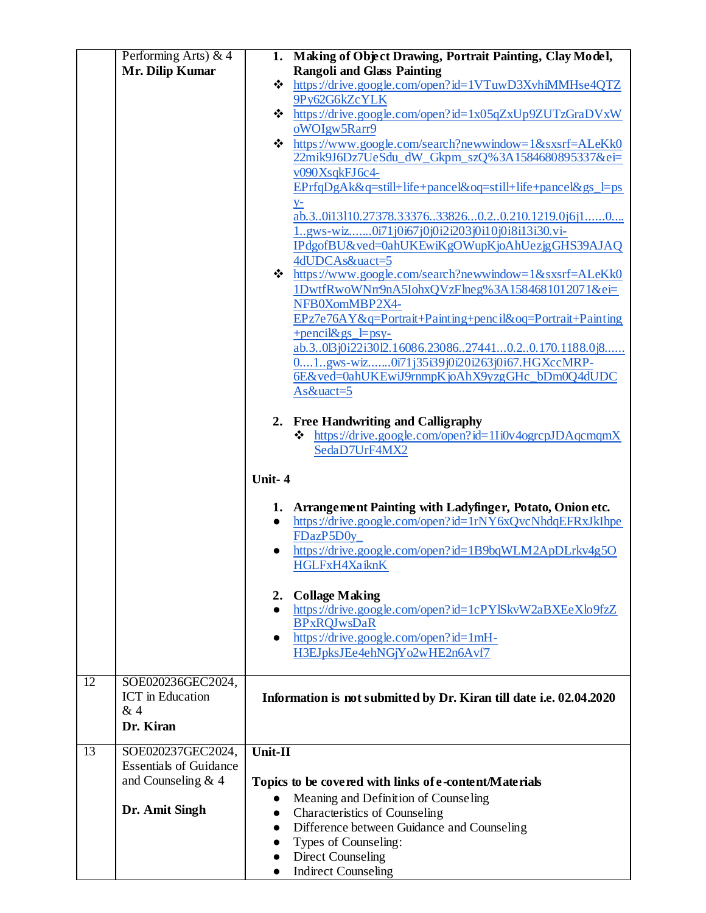| | | |
|---|---|---|
| | Performing Arts) & 4<br>**Mr. Dilip Kumar** | 1. **Making of Object Drawing, Portrait Painting, Clay Model, Rangoli and Glass Painting**<br>❖ https://drive.google.com/open?id=1VTuwD3XvhiMMHse4QTZ9Py62G6kZcYLK<br>❖ https://drive.google.com/open?id=1x05qZxUp9ZUTzGraDVxWoWOIgw5Rarr9<br>❖ https://www.google.com/search?newwindow=1&sxsrf=ALeKk022mik9J6Dz7UeSdu_dW_Gkpm_szQ%3A1584680895337&ei=v090XsqkFJ6c4-EPrfqDgAk&q=still+life+pancel&oq=still+life+pancel&gs_l=psy-ab.3..0i13l10.27378.33376..33826...0.2..0.210.1219.0j6j1......0....1..gws-wiz.......0i71j0i67j0j0i2i203j0i10j0i8i13i30.vi-IPdgofBU&ved=0ahUKEwiKgOWupKjoAhUezjgGHS39AJAQ4dUDCAs&uact=5<br>❖ https://www.google.com/search?newwindow=1&sxsrf=ALeKk01DwtfRwoWNrr9nA5IohxQVzFlneg%3A1584681012071&ei=NFB0XomMBP2X4-EPz7e76AY&q=Portrait+Painting+pencil&oq=Portrait+Painting+pencil&gs_l=psy-ab.3..0l3j0i22i30l2.16086.23086..27441...0.2..0.170.1188.0j8......0....1..gws-wiz.......0i71j35i39j0i20i263j0i67.HGXccMRP-6E&ved=0ahUKEwiJ9rnmpKjoAhX9yzgGHc_bDm0Q4dUDCAs&uact=5<br><br>2. **Free Handwriting and Calligraphy**<br>❖ https://drive.google.com/open?id=1Ii0v4ogrcpJDAqcmqmXSedaD7UrF4MX2<br><br>**Unit- 4**<br><br>1. **Arrangement Painting with Ladyfinger, Potato, Onion etc.**<br>● https://drive.google.com/open?id=1rNY6xQvcNhdqEFRxJkIhpeFDazP5D0y_<br>● https://drive.google.com/open?id=1B9bqWLM2ApDLrkv4g5OHGLFxH4XaiknK<br><br>2. **Collage Making**<br>● https://drive.google.com/open?id=1cPYlSkvW2aBXEeXlo9fzZBPxRQJwsDaR<br>● https://drive.google.com/open?id=1mH-H3EJpksJEe4ehNGjYo2wHE2n6Avf7 |
| 12 | SOE020236GEC2024, ICT in Education & 4<br>**Dr. Kiran** | **Information is not submitted by Dr. Kiran till date i.e. 02.04.2020** |
| 13 | SOE020237GEC2024, Essentials of Guidance and Counseling & 4<br><br>**Dr. Amit Singh** | **Unit-II**<br><br>**Topics to be covered with links of e-content/Materials**<br>● Meaning and Definition of Counseling<br>● Characteristics of Counseling<br>● Difference between Guidance and Counseling<br>● Types of Counseling:<br>● Direct Counseling<br>● Indirect Counseling |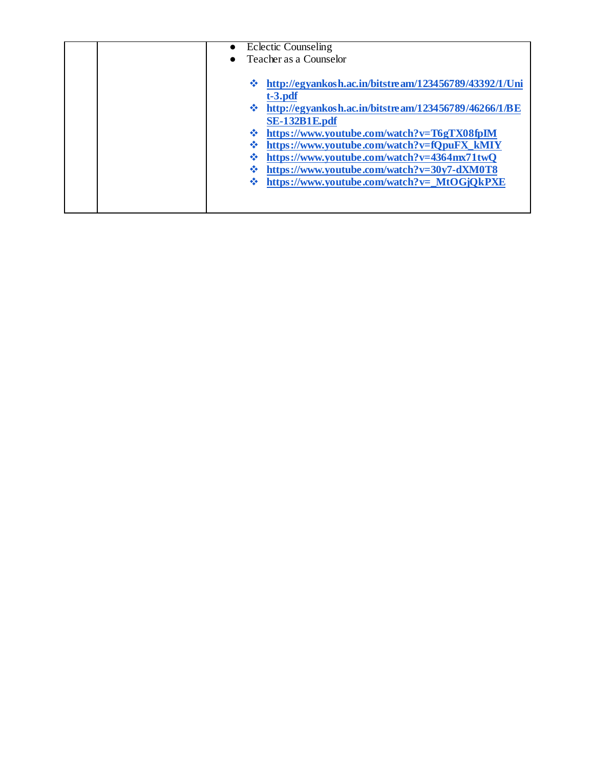| | | |
|---|---|---|
| | | • Eclectic Counseling<br>• Teacher as a Counselor<br><br>❖ **http://egyankosh.ac.in/bitstream/123456789/43392/1/Unit-3.pdf**<br>❖ **http://egyankosh.ac.in/bitstream/123456789/46266/1/BESE-132B1E.pdf**<br>❖ **https://www.youtube.com/watch?v=T6gTX08fpIM**<br>❖ **https://www.youtube.com/watch?v=fQpuFX_kMIY**<br>❖ **https://www.youtube.com/watch?v=4364mx71twQ**<br>❖ **https://www.youtube.com/watch?v=30y7-dXM0T8**<br>❖ **https://www.youtube.com/watch?v=_MtOGjQkPXE** |